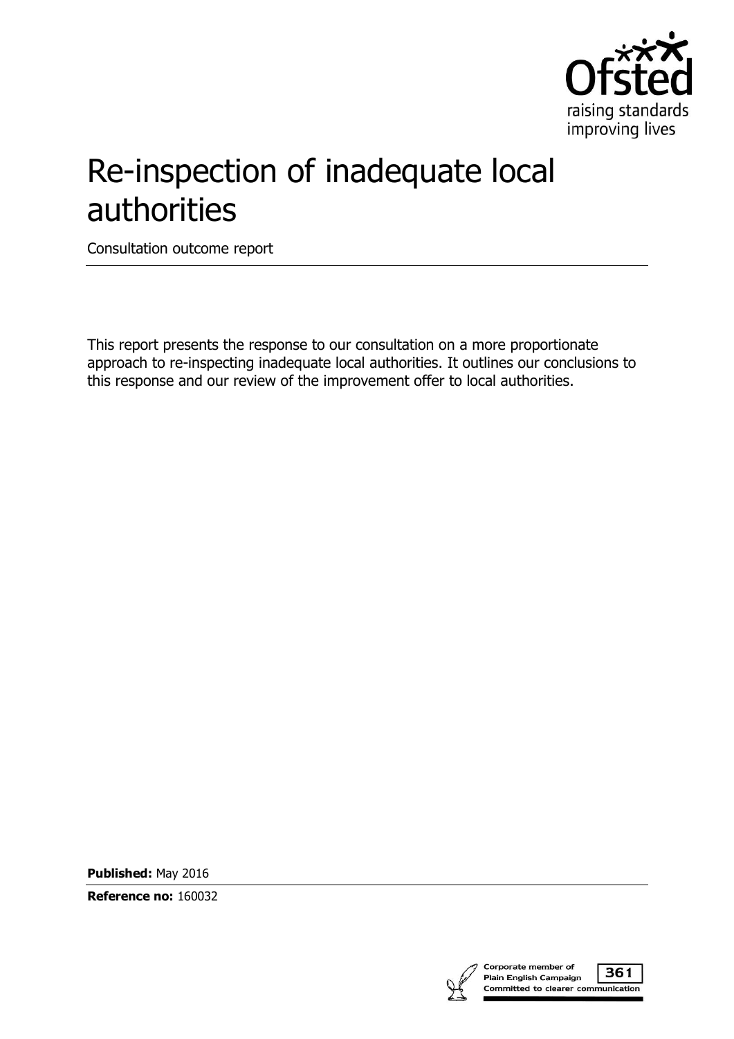# Re-inspection of inadequate local authorities

Consultation outcome report

This report presents the response to our consultation on a more proportionate approach to re-inspecting inadequate local authorities. It outlines our conclusions to this response and our review of the improvement offer to local authorities.

**Published:** May 2016

**Reference no:** 160032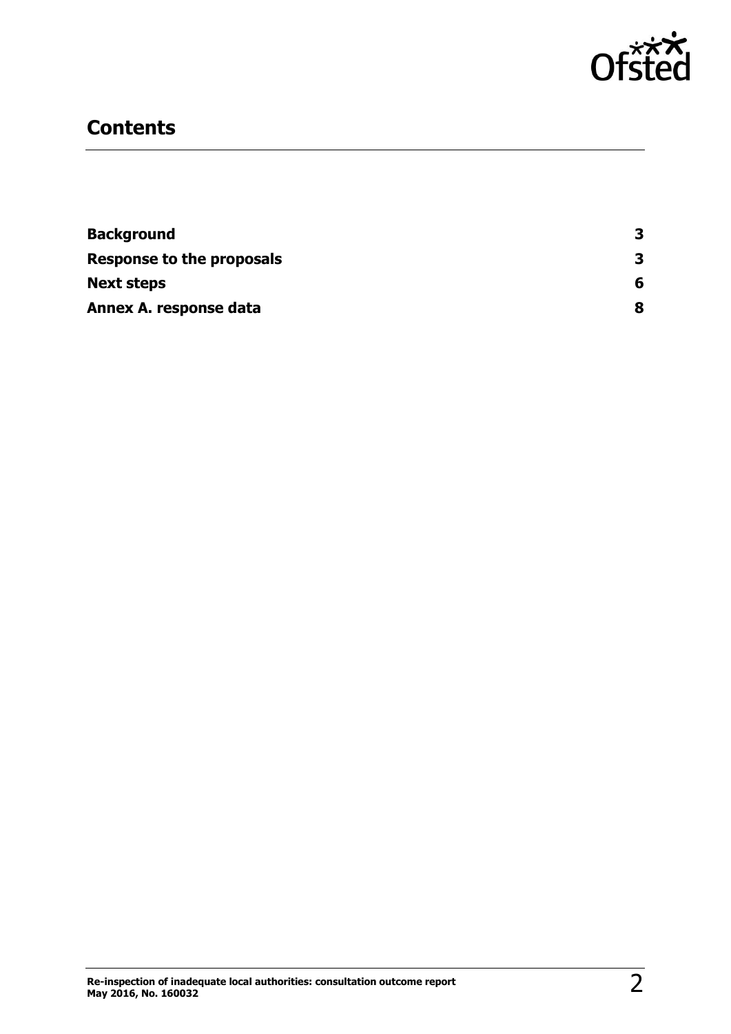## Contents

| | |
|---|---|
| **Background** | **3** |
| **Response to the proposals** | **3** |
| **Next steps** | **6** |
| **Annex A. response data** | **8** |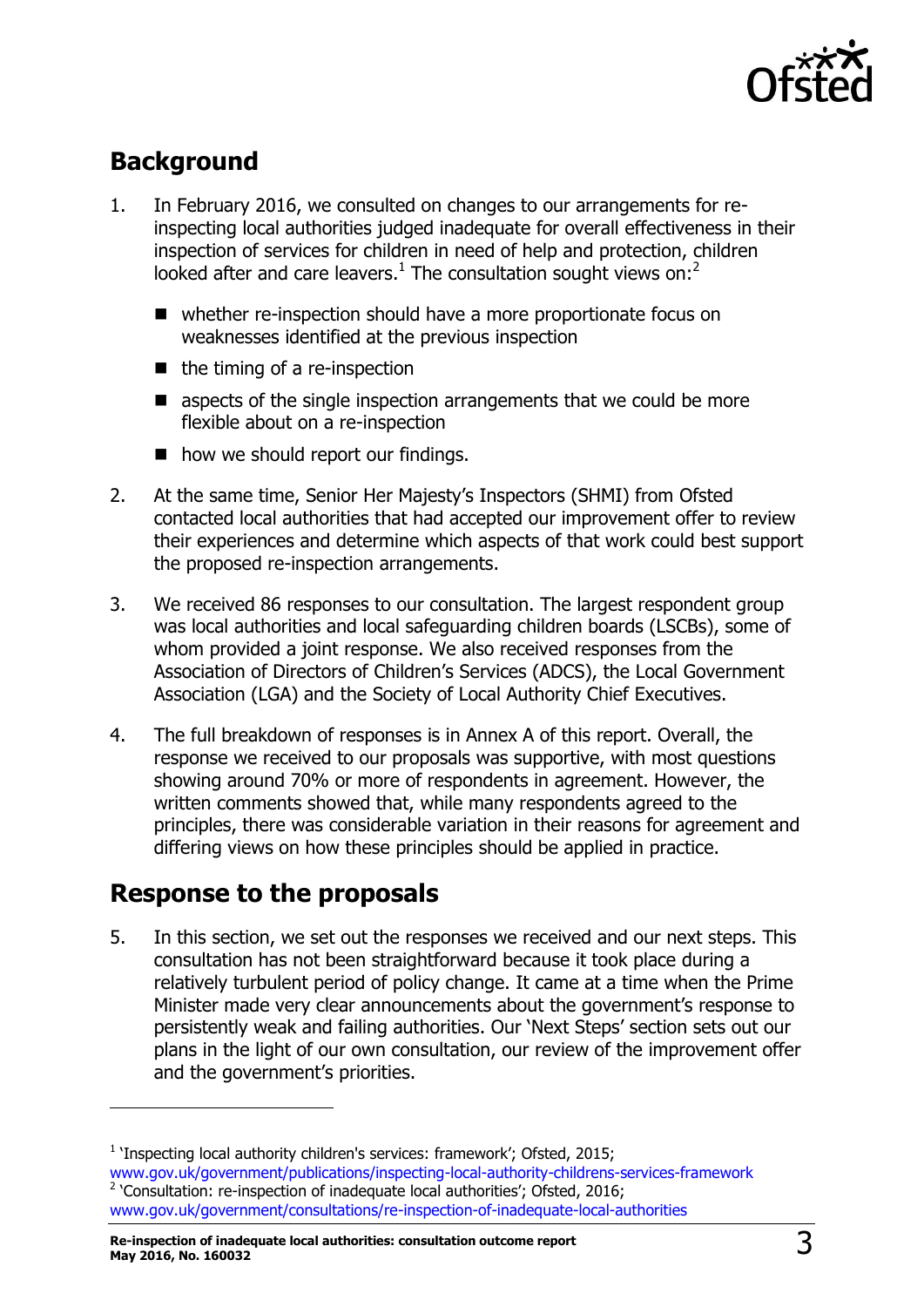## Background

1. In February 2016, we consulted on changes to our arrangements for re-inspecting local authorities judged inadequate for overall effectiveness in their inspection of services for children in need of help and protection, children looked after and care leavers.[1] The consultation sought views on:[2]

   - whether re-inspection should have a more proportionate focus on weaknesses identified at the previous inspection
   - the timing of a re-inspection
   - aspects of the single inspection arrangements that we could be more flexible about on a re-inspection
   - how we should report our findings.

2. At the same time, Senior Her Majesty's Inspectors (SHMI) from Ofsted contacted local authorities that had accepted our improvement offer to review their experiences and determine which aspects of that work could best support the proposed re-inspection arrangements.

3. We received 86 responses to our consultation. The largest respondent group was local authorities and local safeguarding children boards (LSCBs), some of whom provided a joint response. We also received responses from the Association of Directors of Children's Services (ADCS), the Local Government Association (LGA) and the Society of Local Authority Chief Executives.

4. The full breakdown of responses is in Annex A of this report. Overall, the response we received to our proposals was supportive, with most questions showing around 70% or more of respondents in agreement. However, the written comments showed that, while many respondents agreed to the principles, there was considerable variation in their reasons for agreement and differing views on how these principles should be applied in practice.

## Response to the proposals

5. In this section, we set out the responses we received and our next steps. This consultation has not been straightforward because it took place during a relatively turbulent period of policy change. It came at a time when the Prime Minister made very clear announcements about the government's response to persistently weak and failing authorities. Our 'Next Steps' section sets out our plans in the light of our own consultation, our review of the improvement offer and the government's priorities.

---

[1] 'Inspecting local authority children's services: framework'; Ofsted, 2015; www.gov.uk/government/publications/inspecting-local-authority-childrens-services-framework

[2] 'Consultation: re-inspection of inadequate local authorities'; Ofsted, 2016; www.gov.uk/government/consultations/re-inspection-of-inadequate-local-authorities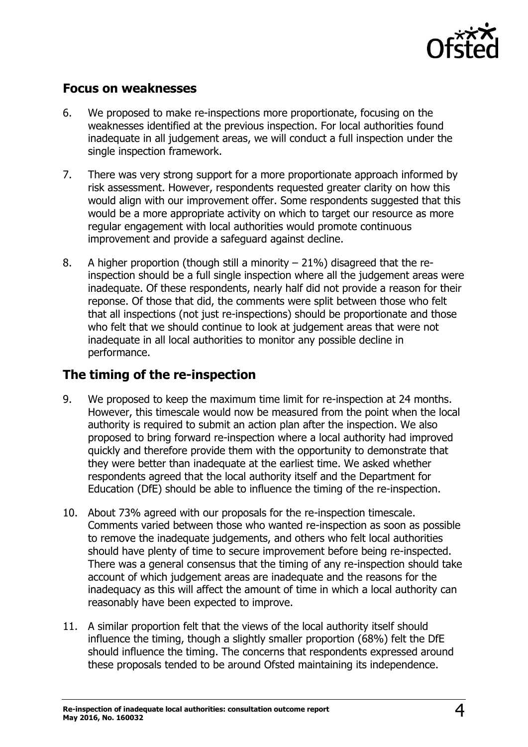## Focus on weaknesses

6. We proposed to make re-inspections more proportionate, focusing on the weaknesses identified at the previous inspection. For local authorities found inadequate in all judgement areas, we will conduct a full inspection under the single inspection framework.

7. There was very strong support for a more proportionate approach informed by risk assessment. However, respondents requested greater clarity on how this would align with our improvement offer. Some respondents suggested that this would be a more appropriate activity on which to target our resource as more regular engagement with local authorities would promote continuous improvement and provide a safeguard against decline.

8. A higher proportion (though still a minority – 21%) disagreed that the re-inspection should be a full single inspection where all the judgement areas were inadequate. Of these respondents, nearly half did not provide a reason for their reponse. Of those that did, the comments were split between those who felt that all inspections (not just re-inspections) should be proportionate and those who felt that we should continue to look at judgement areas that were not inadequate in all local authorities to monitor any possible decline in performance.

## The timing of the re-inspection

9. We proposed to keep the maximum time limit for re-inspection at 24 months. However, this timescale would now be measured from the point when the local authority is required to submit an action plan after the inspection. We also proposed to bring forward re-inspection where a local authority had improved quickly and therefore provide them with the opportunity to demonstrate that they were better than inadequate at the earliest time. We asked whether respondents agreed that the local authority itself and the Department for Education (DfE) should be able to influence the timing of the re-inspection.

10. About 73% agreed with our proposals for the re-inspection timescale. Comments varied between those who wanted re-inspection as soon as possible to remove the inadequate judgements, and others who felt local authorities should have plenty of time to secure improvement before being re-inspected. There was a general consensus that the timing of any re-inspection should take account of which judgement areas are inadequate and the reasons for the inadequacy as this will affect the amount of time in which a local authority can reasonably have been expected to improve.

11. A similar proportion felt that the views of the local authority itself should influence the timing, though a slightly smaller proportion (68%) felt the DfE should influence the timing. The concerns that respondents expressed around these proposals tended to be around Ofsted maintaining its independence.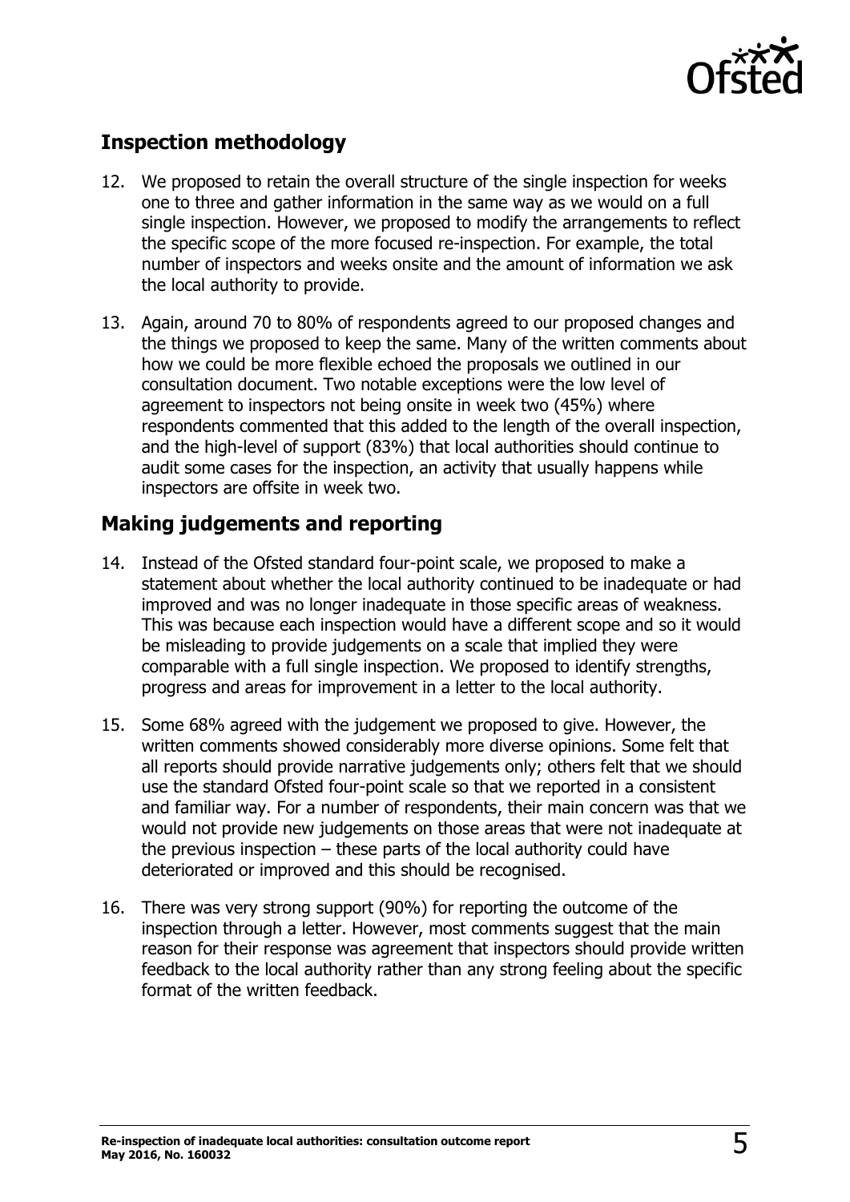## Inspection methodology

12. We proposed to retain the overall structure of the single inspection for weeks one to three and gather information in the same way as we would on a full single inspection. However, we proposed to modify the arrangements to reflect the specific scope of the more focused re-inspection. For example, the total number of inspectors and weeks onsite and the amount of information we ask the local authority to provide.

13. Again, around 70 to 80% of respondents agreed to our proposed changes and the things we proposed to keep the same. Many of the written comments about how we could be more flexible echoed the proposals we outlined in our consultation document. Two notable exceptions were the low level of agreement to inspectors not being onsite in week two (45%) where respondents commented that this added to the length of the overall inspection, and the high-level of support (83%) that local authorities should continue to audit some cases for the inspection, an activity that usually happens while inspectors are offsite in week two.

## Making judgements and reporting

14. Instead of the Ofsted standard four-point scale, we proposed to make a statement about whether the local authority continued to be inadequate or had improved and was no longer inadequate in those specific areas of weakness. This was because each inspection would have a different scope and so it would be misleading to provide judgements on a scale that implied they were comparable with a full single inspection. We proposed to identify strengths, progress and areas for improvement in a letter to the local authority.

15. Some 68% agreed with the judgement we proposed to give. However, the written comments showed considerably more diverse opinions. Some felt that all reports should provide narrative judgements only; others felt that we should use the standard Ofsted four-point scale so that we reported in a consistent and familiar way. For a number of respondents, their main concern was that we would not provide new judgements on those areas that were not inadequate at the previous inspection – these parts of the local authority could have deteriorated or improved and this should be recognised.

16. There was very strong support (90%) for reporting the outcome of the inspection through a letter. However, most comments suggest that the main reason for their response was agreement that inspectors should provide written feedback to the local authority rather than any strong feeling about the specific format of the written feedback.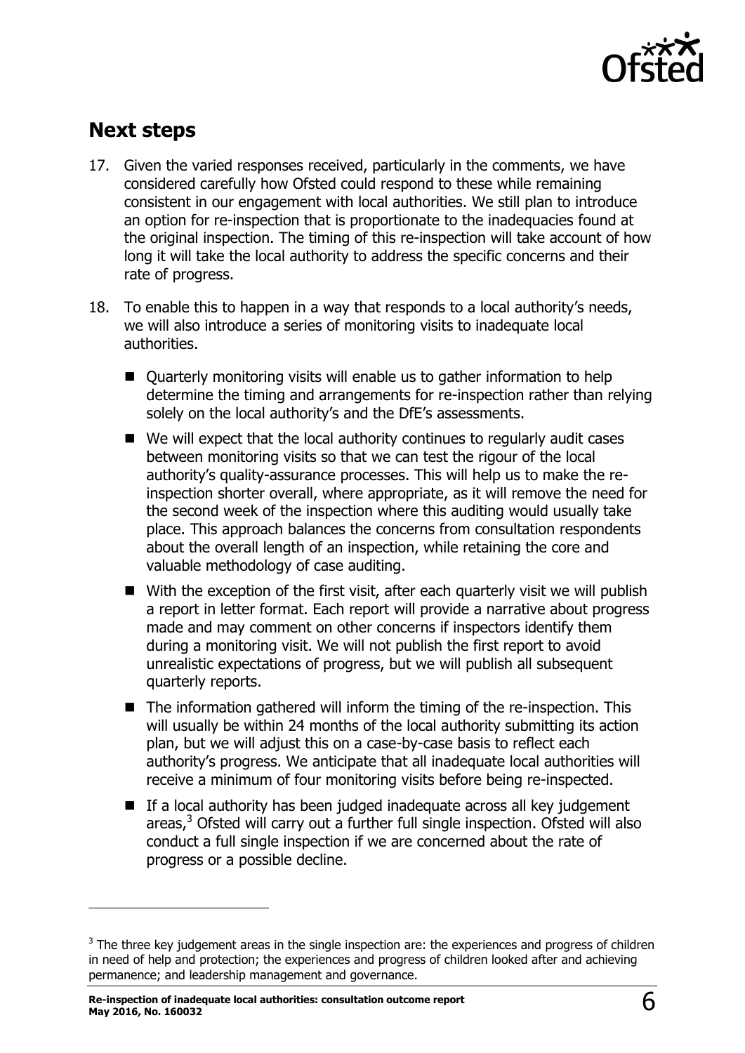## Next steps

17. Given the varied responses received, particularly in the comments, we have considered carefully how Ofsted could respond to these while remaining consistent in our engagement with local authorities. We still plan to introduce an option for re-inspection that is proportionate to the inadequacies found at the original inspection. The timing of this re-inspection will take account of how long it will take the local authority to address the specific concerns and their rate of progress.

18. To enable this to happen in a way that responds to a local authority's needs, we will also introduce a series of monitoring visits to inadequate local authorities.

    - Quarterly monitoring visits will enable us to gather information to help determine the timing and arrangements for re-inspection rather than relying solely on the local authority's and the DfE's assessments.
    - We will expect that the local authority continues to regularly audit cases between monitoring visits so that we can test the rigour of the local authority's quality-assurance processes. This will help us to make the re-inspection shorter overall, where appropriate, as it will remove the need for the second week of the inspection where this auditing would usually take place. This approach balances the concerns from consultation respondents about the overall length of an inspection, while retaining the core and valuable methodology of case auditing.
    - With the exception of the first visit, after each quarterly visit we will publish a report in letter format. Each report will provide a narrative about progress made and may comment on other concerns if inspectors identify them during a monitoring visit. We will not publish the first report to avoid unrealistic expectations of progress, but we will publish all subsequent quarterly reports.
    - The information gathered will inform the timing of the re-inspection. This will usually be within 24 months of the local authority submitting its action plan, but we will adjust this on a case-by-case basis to reflect each authority's progress. We anticipate that all inadequate local authorities will receive a minimum of four monitoring visits before being re-inspected.
    - If a local authority has been judged inadequate across all key judgement areas,[3] Ofsted will carry out a further full single inspection. Ofsted will also conduct a full single inspection if we are concerned about the rate of progress or a possible decline.

[3] The three key judgement areas in the single inspection are: the experiences and progress of children in need of help and protection; the experiences and progress of children looked after and achieving permanence; and leadership management and governance.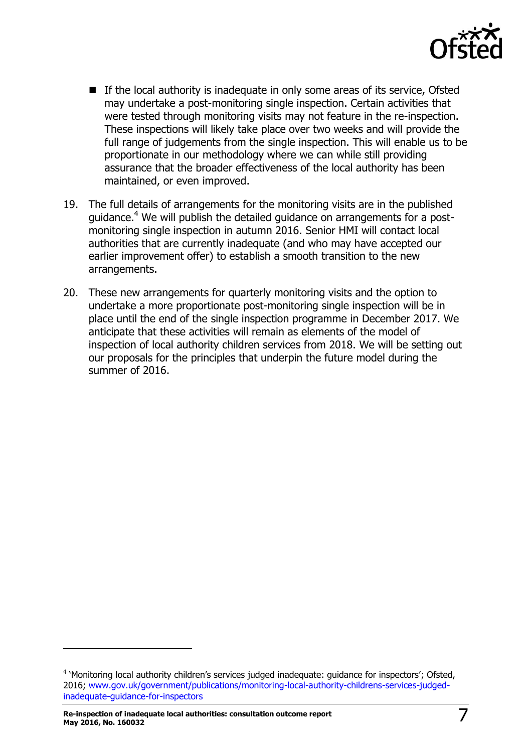- If the local authority is inadequate in only some areas of its service, Ofsted may undertake a post-monitoring single inspection. Certain activities that were tested through monitoring visits may not feature in the re-inspection. These inspections will likely take place over two weeks and will provide the full range of judgements from the single inspection. This will enable us to be proportionate in our methodology where we can while still providing assurance that the broader effectiveness of the local authority has been maintained, or even improved.

19. The full details of arrangements for the monitoring visits are in the published guidance.[4] We will publish the detailed guidance on arrangements for a post-monitoring single inspection in autumn 2016. Senior HMI will contact local authorities that are currently inadequate (and who may have accepted our earlier improvement offer) to establish a smooth transition to the new arrangements.

20. These new arrangements for quarterly monitoring visits and the option to undertake a more proportionate post-monitoring single inspection will be in place until the end of the single inspection programme in December 2017. We anticipate that these activities will remain as elements of the model of inspection of local authority children services from 2018. We will be setting out our proposals for the principles that underpin the future model during the summer of 2016.

---

[4] 'Monitoring local authority children's services judged inadequate: guidance for inspectors'; Ofsted, 2016; www.gov.uk/government/publications/monitoring-local-authority-childrens-services-judged-inadequate-guidance-for-inspectors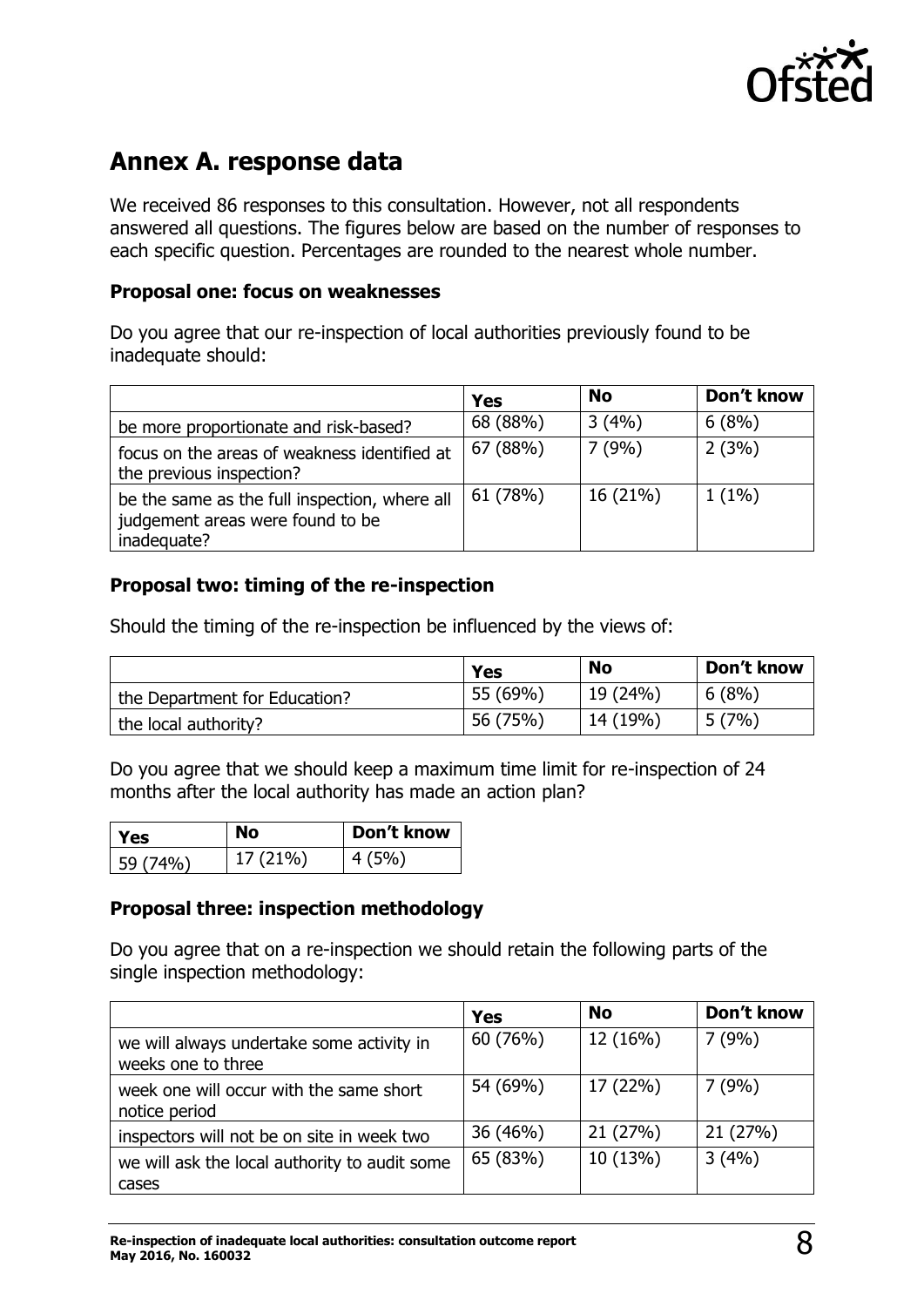## Annex A. response data

We received 86 responses to this consultation. However, not all respondents answered all questions. The figures below are based on the number of responses to each specific question. Percentages are rounded to the nearest whole number.

**Proposal one: focus on weaknesses**

Do you agree that our re-inspection of local authorities previously found to be inadequate should:

| | Yes | No | Don't know |
|---|---|---|---|
| be more proportionate and risk-based? | 68 (88%) | 3 (4%) | 6 (8%) |
| focus on the areas of weakness identified at the previous inspection? | 67 (88%) | 7 (9%) | 2 (3%) |
| be the same as the full inspection, where all judgement areas were found to be inadequate? | 61 (78%) | 16 (21%) | 1 (1%) |

**Proposal two: timing of the re-inspection**

Should the timing of the re-inspection be influenced by the views of:

| | Yes | No | Don't know |
|---|---|---|---|
| the Department for Education? | 55 (69%) | 19 (24%) | 6 (8%) |
| the local authority? | 56 (75%) | 14 (19%) | 5 (7%) |

Do you agree that we should keep a maximum time limit for re-inspection of 24 months after the local authority has made an action plan?

| Yes | No | Don't know |
|---|---|---|
| 59 (74%) | 17 (21%) | 4 (5%) |

**Proposal three: inspection methodology**

Do you agree that on a re-inspection we should retain the following parts of the single inspection methodology:

| | Yes | No | Don't know |
|---|---|---|---|
| we will always undertake some activity in weeks one to three | 60 (76%) | 12 (16%) | 7 (9%) |
| week one will occur with the same short notice period | 54 (69%) | 17 (22%) | 7 (9%) |
| inspectors will not be on site in week two | 36 (46%) | 21 (27%) | 21 (27%) |
| we will ask the local authority to audit some cases | 65 (83%) | 10 (13%) | 3 (4%) |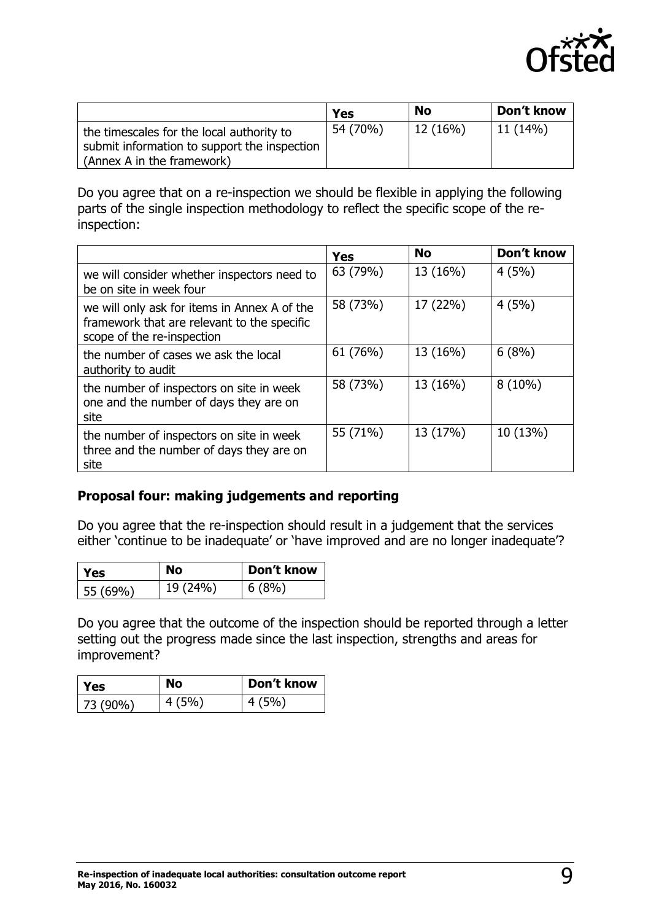| | Yes | No | Don't know |
|---|---|---|---|
| the timescales for the local authority to submit information to support the inspection (Annex A in the framework) | 54 (70%) | 12 (16%) | 11 (14%) |

Do you agree that on a re-inspection we should be flexible in applying the following parts of the single inspection methodology to reflect the specific scope of the re-inspection:

| | Yes | No | Don't know |
|---|---|---|---|
| we will consider whether inspectors need to be on site in week four | 63 (79%) | 13 (16%) | 4 (5%) |
| we will only ask for items in Annex A of the framework that are relevant to the specific scope of the re-inspection | 58 (73%) | 17 (22%) | 4 (5%) |
| the number of cases we ask the local authority to audit | 61 (76%) | 13 (16%) | 6 (8%) |
| the number of inspectors on site in week one and the number of days they are on site | 58 (73%) | 13 (16%) | 8 (10%) |
| the number of inspectors on site in week three and the number of days they are on site | 55 (71%) | 13 (17%) | 10 (13%) |

### Proposal four: making judgements and reporting

Do you agree that the re-inspection should result in a judgement that the services either 'continue to be inadequate' or 'have improved and are no longer inadequate'?

| Yes | No | Don't know |
|---|---|---|
| 55 (69%) | 19 (24%) | 6 (8%) |

Do you agree that the outcome of the inspection should be reported through a letter setting out the progress made since the last inspection, strengths and areas for improvement?

| Yes | No | Don't know |
|---|---|---|
| 73 (90%) | 4 (5%) | 4 (5%) |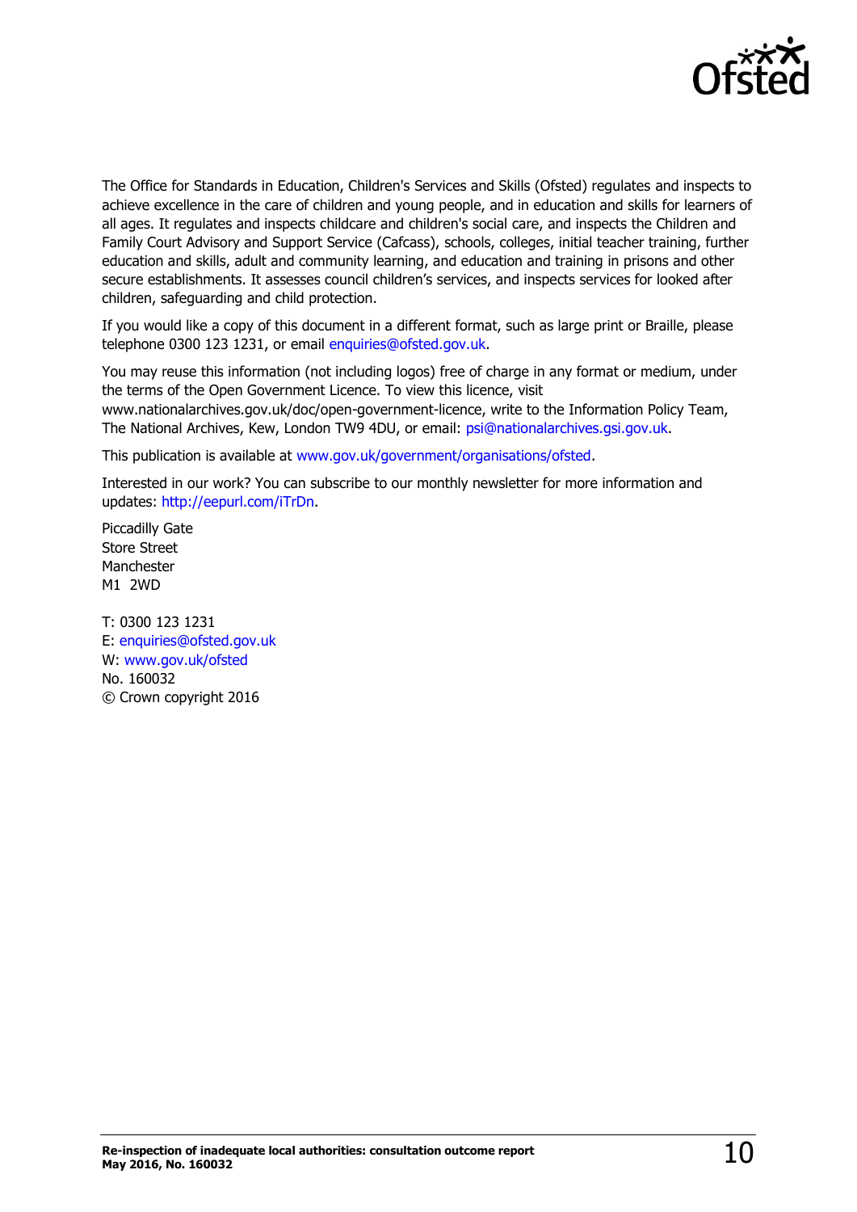The Office for Standards in Education, Children's Services and Skills (Ofsted) regulates and inspects to achieve excellence in the care of children and young people, and in education and skills for learners of all ages. It regulates and inspects childcare and children's social care, and inspects the Children and Family Court Advisory and Support Service (Cafcass), schools, colleges, initial teacher training, further education and skills, adult and community learning, and education and training in prisons and other secure establishments. It assesses council children's services, and inspects services for looked after children, safeguarding and child protection.

If you would like a copy of this document in a different format, such as large print or Braille, please telephone 0300 123 1231, or email enquiries@ofsted.gov.uk.

You may reuse this information (not including logos) free of charge in any format or medium, under the terms of the Open Government Licence. To view this licence, visit www.nationalarchives.gov.uk/doc/open-government-licence, write to the Information Policy Team, The National Archives, Kew, London TW9 4DU, or email: psi@nationalarchives.gsi.gov.uk.

This publication is available at www.gov.uk/government/organisations/ofsted.

Interested in our work? You can subscribe to our monthly newsletter for more information and updates: http://eepurl.com/iTrDn.

Piccadilly Gate
Store Street
Manchester
M1 2WD

T: 0300 123 1231
E: enquiries@ofsted.gov.uk
W: www.gov.uk/ofsted
No. 160032
© Crown copyright 2016